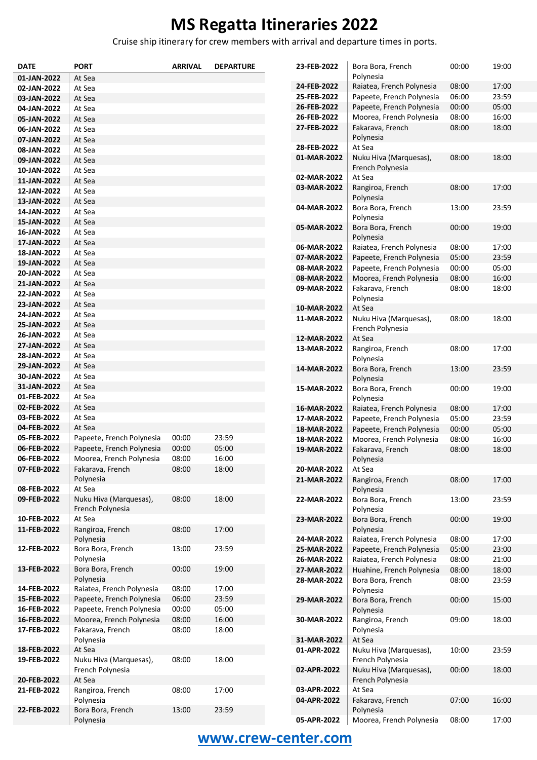# MS Regatta Itineraries 2022

Cruise ship itinerary for crew members with arrival and departure times in ports.

| DATE | PORT | ARRIVAL | DEPARTURE |
|---|---|---|---|
| 01-JAN-2022 | At Sea | | |
| 02-JAN-2022 | At Sea | | |
| 03-JAN-2022 | At Sea | | |
| 04-JAN-2022 | At Sea | | |
| 05-JAN-2022 | At Sea | | |
| 06-JAN-2022 | At Sea | | |
| 07-JAN-2022 | At Sea | | |
| 08-JAN-2022 | At Sea | | |
| 09-JAN-2022 | At Sea | | |
| 10-JAN-2022 | At Sea | | |
| 11-JAN-2022 | At Sea | | |
| 12-JAN-2022 | At Sea | | |
| 13-JAN-2022 | At Sea | | |
| 14-JAN-2022 | At Sea | | |
| 15-JAN-2022 | At Sea | | |
| 16-JAN-2022 | At Sea | | |
| 17-JAN-2022 | At Sea | | |
| 18-JAN-2022 | At Sea | | |
| 19-JAN-2022 | At Sea | | |
| 20-JAN-2022 | At Sea | | |
| 21-JAN-2022 | At Sea | | |
| 22-JAN-2022 | At Sea | | |
| 23-JAN-2022 | At Sea | | |
| 24-JAN-2022 | At Sea | | |
| 25-JAN-2022 | At Sea | | |
| 26-JAN-2022 | At Sea | | |
| 27-JAN-2022 | At Sea | | |
| 28-JAN-2022 | At Sea | | |
| 29-JAN-2022 | At Sea | | |
| 30-JAN-2022 | At Sea | | |
| 31-JAN-2022 | At Sea | | |
| 01-FEB-2022 | At Sea | | |
| 02-FEB-2022 | At Sea | | |
| 03-FEB-2022 | At Sea | | |
| 04-FEB-2022 | At Sea | | |
| 05-FEB-2022 | Papeete, French Polynesia | 00:00 | 23:59 |
| 06-FEB-2022 | Papeete, French Polynesia | 00:00 | 05:00 |
| 06-FEB-2022 | Moorea, French Polynesia | 08:00 | 16:00 |
| 07-FEB-2022 | Fakarava, French Polynesia | 08:00 | 18:00 |
| 08-FEB-2022 | At Sea | | |
| 09-FEB-2022 | Nuku Hiva (Marquesas), French Polynesia | 08:00 | 18:00 |
| 10-FEB-2022 | At Sea | | |
| 11-FEB-2022 | Rangiroa, French Polynesia | 08:00 | 17:00 |
| 12-FEB-2022 | Bora Bora, French Polynesia | 13:00 | 23:59 |
| 13-FEB-2022 | Bora Bora, French Polynesia | 00:00 | 19:00 |
| 14-FEB-2022 | Raiatea, French Polynesia | 08:00 | 17:00 |
| 15-FEB-2022 | Papeete, French Polynesia | 06:00 | 23:59 |
| 16-FEB-2022 | Papeete, French Polynesia | 00:00 | 05:00 |
| 16-FEB-2022 | Moorea, French Polynesia | 08:00 | 16:00 |
| 17-FEB-2022 | Fakarava, French Polynesia | 08:00 | 18:00 |
| 18-FEB-2022 | At Sea | | |
| 19-FEB-2022 | Nuku Hiva (Marquesas), French Polynesia | 08:00 | 18:00 |
| 20-FEB-2022 | At Sea | | |
| 21-FEB-2022 | Rangiroa, French Polynesia | 08:00 | 17:00 |
| 22-FEB-2022 | Bora Bora, French Polynesia | 13:00 | 23:59 |
| 23-FEB-2022 | Bora Bora, French Polynesia | 00:00 | 19:00 |
| 24-FEB-2022 | Raiatea, French Polynesia | 08:00 | 17:00 |
| 25-FEB-2022 | Papeete, French Polynesia | 06:00 | 23:59 |
| 26-FEB-2022 | Papeete, French Polynesia | 00:00 | 05:00 |
| 26-FEB-2022 | Moorea, French Polynesia | 08:00 | 16:00 |
| 27-FEB-2022 | Fakarava, French Polynesia | 08:00 | 18:00 |
| 28-FEB-2022 | At Sea | | |
| 01-MAR-2022 | Nuku Hiva (Marquesas), French Polynesia | 08:00 | 18:00 |
| 02-MAR-2022 | At Sea | | |
| 03-MAR-2022 | Rangiroa, French Polynesia | 08:00 | 17:00 |
| 04-MAR-2022 | Bora Bora, French Polynesia | 13:00 | 23:59 |
| 05-MAR-2022 | Bora Bora, French Polynesia | 00:00 | 19:00 |
| 06-MAR-2022 | Raiatea, French Polynesia | 08:00 | 17:00 |
| 07-MAR-2022 | Papeete, French Polynesia | 05:00 | 23:59 |
| 08-MAR-2022 | Papeete, French Polynesia | 00:00 | 05:00 |
| 08-MAR-2022 | Moorea, French Polynesia | 08:00 | 16:00 |
| 09-MAR-2022 | Fakarava, French Polynesia | 08:00 | 18:00 |
| 10-MAR-2022 | At Sea | | |
| 11-MAR-2022 | Nuku Hiva (Marquesas), French Polynesia | 08:00 | 18:00 |
| 12-MAR-2022 | At Sea | | |
| 13-MAR-2022 | Rangiroa, French Polynesia | 08:00 | 17:00 |
| 14-MAR-2022 | Bora Bora, French Polynesia | 13:00 | 23:59 |
| 15-MAR-2022 | Bora Bora, French Polynesia | 00:00 | 19:00 |
| 16-MAR-2022 | Raiatea, French Polynesia | 08:00 | 17:00 |
| 17-MAR-2022 | Papeete, French Polynesia | 05:00 | 23:59 |
| 18-MAR-2022 | Papeete, French Polynesia | 00:00 | 05:00 |
| 18-MAR-2022 | Moorea, French Polynesia | 08:00 | 16:00 |
| 19-MAR-2022 | Fakarava, French Polynesia | 08:00 | 18:00 |
| 20-MAR-2022 | At Sea | | |
| 21-MAR-2022 | Rangiroa, French Polynesia | 08:00 | 17:00 |
| 22-MAR-2022 | Bora Bora, French Polynesia | 13:00 | 23:59 |
| 23-MAR-2022 | Bora Bora, French Polynesia | 00:00 | 19:00 |
| 24-MAR-2022 | Raiatea, French Polynesia | 08:00 | 17:00 |
| 25-MAR-2022 | Papeete, French Polynesia | 05:00 | 23:00 |
| 26-MAR-2022 | Raiatea, French Polynesia | 08:00 | 21:00 |
| 27-MAR-2022 | Huahine, French Polynesia | 08:00 | 18:00 |
| 28-MAR-2022 | Bora Bora, French Polynesia | 08:00 | 23:59 |
| 29-MAR-2022 | Bora Bora, French Polynesia | 00:00 | 15:00 |
| 30-MAR-2022 | Rangiroa, French Polynesia | 09:00 | 18:00 |
| 31-MAR-2022 | At Sea | | |
| 01-APR-2022 | Nuku Hiva (Marquesas), French Polynesia | 10:00 | 23:59 |
| 02-APR-2022 | Nuku Hiva (Marquesas), French Polynesia | 00:00 | 18:00 |
| 03-APR-2022 | At Sea | | |
| 04-APR-2022 | Fakarava, French Polynesia | 07:00 | 16:00 |
| 05-APR-2022 | Moorea, French Polynesia | 08:00 | 17:00 |

www.crew-center.com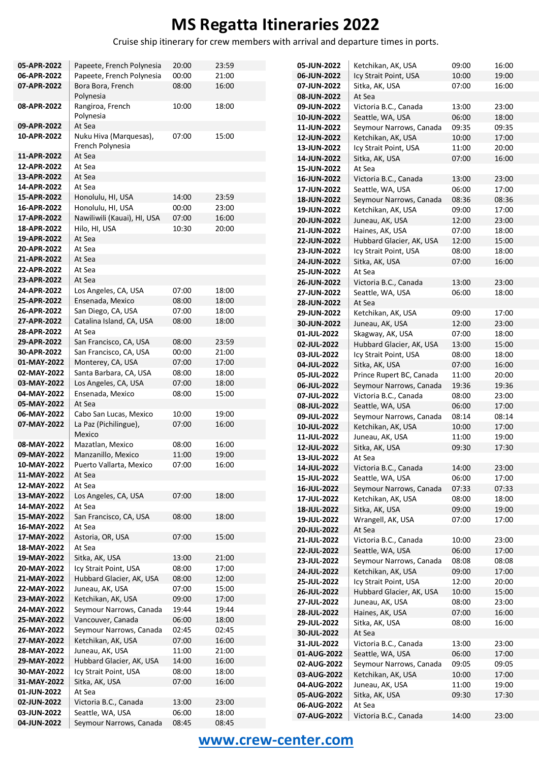# MS Regatta Itineraries 2022

Cruise ship itinerary for crew members with arrival and departure times in ports.

| Date | Port | Arrival | Departure |
|---|---|---|---|
| 05-APR-2022 | Papeete, French Polynesia | 20:00 | 23:59 |
| 06-APR-2022 | Papeete, French Polynesia | 00:00 | 21:00 |
| 07-APR-2022 | Bora Bora, French Polynesia | 08:00 | 16:00 |
| 08-APR-2022 | Rangiroa, French Polynesia | 10:00 | 18:00 |
| 09-APR-2022 | At Sea | | |
| 10-APR-2022 | Nuku Hiva (Marquesas), French Polynesia | 07:00 | 15:00 |
| 11-APR-2022 | At Sea | | |
| 12-APR-2022 | At Sea | | |
| 13-APR-2022 | At Sea | | |
| 14-APR-2022 | At Sea | | |
| 15-APR-2022 | Honolulu, HI, USA | 14:00 | 23:59 |
| 16-APR-2022 | Honolulu, HI, USA | 00:00 | 23:00 |
| 17-APR-2022 | Nawiliwili (Kauai), HI, USA | 07:00 | 16:00 |
| 18-APR-2022 | Hilo, HI, USA | 10:30 | 20:00 |
| 19-APR-2022 | At Sea | | |
| 20-APR-2022 | At Sea | | |
| 21-APR-2022 | At Sea | | |
| 22-APR-2022 | At Sea | | |
| 23-APR-2022 | At Sea | | |
| 24-APR-2022 | Los Angeles, CA, USA | 07:00 | 18:00 |
| 25-APR-2022 | Ensenada, Mexico | 08:00 | 18:00 |
| 26-APR-2022 | San Diego, CA, USA | 07:00 | 18:00 |
| 27-APR-2022 | Catalina Island, CA, USA | 08:00 | 18:00 |
| 28-APR-2022 | At Sea | | |
| 29-APR-2022 | San Francisco, CA, USA | 08:00 | 23:59 |
| 30-APR-2022 | San Francisco, CA, USA | 00:00 | 21:00 |
| 01-MAY-2022 | Monterey, CA, USA | 07:00 | 17:00 |
| 02-MAY-2022 | Santa Barbara, CA, USA | 08:00 | 18:00 |
| 03-MAY-2022 | Los Angeles, CA, USA | 07:00 | 18:00 |
| 04-MAY-2022 | Ensenada, Mexico | 08:00 | 15:00 |
| 05-MAY-2022 | At Sea | | |
| 06-MAY-2022 | Cabo San Lucas, Mexico | 10:00 | 19:00 |
| 07-MAY-2022 | La Paz (Pichilingue), Mexico | 07:00 | 16:00 |
| 08-MAY-2022 | Mazatlan, Mexico | 08:00 | 16:00 |
| 09-MAY-2022 | Manzanillo, Mexico | 11:00 | 19:00 |
| 10-MAY-2022 | Puerto Vallarta, Mexico | 07:00 | 16:00 |
| 11-MAY-2022 | At Sea | | |
| 12-MAY-2022 | At Sea | | |
| 13-MAY-2022 | Los Angeles, CA, USA | 07:00 | 18:00 |
| 14-MAY-2022 | At Sea | | |
| 15-MAY-2022 | San Francisco, CA, USA | 08:00 | 18:00 |
| 16-MAY-2022 | At Sea | | |
| 17-MAY-2022 | Astoria, OR, USA | 07:00 | 15:00 |
| 18-MAY-2022 | At Sea | | |
| 19-MAY-2022 | Sitka, AK, USA | 13:00 | 21:00 |
| 20-MAY-2022 | Icy Strait Point, USA | 08:00 | 17:00 |
| 21-MAY-2022 | Hubbard Glacier, AK, USA | 08:00 | 12:00 |
| 22-MAY-2022 | Juneau, AK, USA | 07:00 | 15:00 |
| 23-MAY-2022 | Ketchikan, AK, USA | 09:00 | 17:00 |
| 24-MAY-2022 | Seymour Narrows, Canada | 19:44 | 19:44 |
| 25-MAY-2022 | Vancouver, Canada | 06:00 | 18:00 |
| 26-MAY-2022 | Seymour Narrows, Canada | 02:45 | 02:45 |
| 27-MAY-2022 | Ketchikan, AK, USA | 07:00 | 16:00 |
| 28-MAY-2022 | Juneau, AK, USA | 11:00 | 21:00 |
| 29-MAY-2022 | Hubbard Glacier, AK, USA | 14:00 | 16:00 |
| 30-MAY-2022 | Icy Strait Point, USA | 08:00 | 18:00 |
| 31-MAY-2022 | Sitka, AK, USA | 07:00 | 16:00 |
| 01-JUN-2022 | At Sea | | |
| 02-JUN-2022 | Victoria B.C., Canada | 13:00 | 23:00 |
| 03-JUN-2022 | Seattle, WA, USA | 06:00 | 18:00 |
| 04-JUN-2022 | Seymour Narrows, Canada | 08:45 | 08:45 |
| 05-JUN-2022 | Ketchikan, AK, USA | 09:00 | 16:00 |
| 06-JUN-2022 | Icy Strait Point, USA | 10:00 | 19:00 |
| 07-JUN-2022 | Sitka, AK, USA | 07:00 | 16:00 |
| 08-JUN-2022 | At Sea | | |
| 09-JUN-2022 | Victoria B.C., Canada | 13:00 | 23:00 |
| 10-JUN-2022 | Seattle, WA, USA | 06:00 | 18:00 |
| 11-JUN-2022 | Seymour Narrows, Canada | 09:35 | 09:35 |
| 12-JUN-2022 | Ketchikan, AK, USA | 10:00 | 17:00 |
| 13-JUN-2022 | Icy Strait Point, USA | 11:00 | 20:00 |
| 14-JUN-2022 | Sitka, AK, USA | 07:00 | 16:00 |
| 15-JUN-2022 | At Sea | | |
| 16-JUN-2022 | Victoria B.C., Canada | 13:00 | 23:00 |
| 17-JUN-2022 | Seattle, WA, USA | 06:00 | 17:00 |
| 18-JUN-2022 | Seymour Narrows, Canada | 08:36 | 08:36 |
| 19-JUN-2022 | Ketchikan, AK, USA | 09:00 | 17:00 |
| 20-JUN-2022 | Juneau, AK, USA | 12:00 | 23:00 |
| 21-JUN-2022 | Haines, AK, USA | 07:00 | 18:00 |
| 22-JUN-2022 | Hubbard Glacier, AK, USA | 12:00 | 15:00 |
| 23-JUN-2022 | Icy Strait Point, USA | 08:00 | 18:00 |
| 24-JUN-2022 | Sitka, AK, USA | 07:00 | 16:00 |
| 25-JUN-2022 | At Sea | | |
| 26-JUN-2022 | Victoria B.C., Canada | 13:00 | 23:00 |
| 27-JUN-2022 | Seattle, WA, USA | 06:00 | 18:00 |
| 28-JUN-2022 | At Sea | | |
| 29-JUN-2022 | Ketchikan, AK, USA | 09:00 | 17:00 |
| 30-JUN-2022 | Juneau, AK, USA | 12:00 | 23:00 |
| 01-JUL-2022 | Skagway, AK, USA | 07:00 | 18:00 |
| 02-JUL-2022 | Hubbard Glacier, AK, USA | 13:00 | 15:00 |
| 03-JUL-2022 | Icy Strait Point, USA | 08:00 | 18:00 |
| 04-JUL-2022 | Sitka, AK, USA | 07:00 | 16:00 |
| 05-JUL-2022 | Prince Rupert BC, Canada | 11:00 | 20:00 |
| 06-JUL-2022 | Seymour Narrows, Canada | 19:36 | 19:36 |
| 07-JUL-2022 | Victoria B.C., Canada | 08:00 | 23:00 |
| 08-JUL-2022 | Seattle, WA, USA | 06:00 | 17:00 |
| 09-JUL-2022 | Seymour Narrows, Canada | 08:14 | 08:14 |
| 10-JUL-2022 | Ketchikan, AK, USA | 10:00 | 17:00 |
| 11-JUL-2022 | Juneau, AK, USA | 11:00 | 19:00 |
| 12-JUL-2022 | Sitka, AK, USA | 09:30 | 17:30 |
| 13-JUL-2022 | At Sea | | |
| 14-JUL-2022 | Victoria B.C., Canada | 14:00 | 23:00 |
| 15-JUL-2022 | Seattle, WA, USA | 06:00 | 17:00 |
| 16-JUL-2022 | Seymour Narrows, Canada | 07:33 | 07:33 |
| 17-JUL-2022 | Ketchikan, AK, USA | 08:00 | 18:00 |
| 18-JUL-2022 | Sitka, AK, USA | 09:00 | 19:00 |
| 19-JUL-2022 | Wrangell, AK, USA | 07:00 | 17:00 |
| 20-JUL-2022 | At Sea | | |
| 21-JUL-2022 | Victoria B.C., Canada | 10:00 | 23:00 |
| 22-JUL-2022 | Seattle, WA, USA | 06:00 | 17:00 |
| 23-JUL-2022 | Seymour Narrows, Canada | 08:08 | 08:08 |
| 24-JUL-2022 | Ketchikan, AK, USA | 09:00 | 17:00 |
| 25-JUL-2022 | Icy Strait Point, USA | 12:00 | 20:00 |
| 26-JUL-2022 | Hubbard Glacier, AK, USA | 10:00 | 15:00 |
| 27-JUL-2022 | Juneau, AK, USA | 08:00 | 23:00 |
| 28-JUL-2022 | Haines, AK, USA | 07:00 | 16:00 |
| 29-JUL-2022 | Sitka, AK, USA | 08:00 | 16:00 |
| 30-JUL-2022 | At Sea | | |
| 31-JUL-2022 | Victoria B.C., Canada | 13:00 | 23:00 |
| 01-AUG-2022 | Seattle, WA, USA | 06:00 | 17:00 |
| 02-AUG-2022 | Seymour Narrows, Canada | 09:05 | 09:05 |
| 03-AUG-2022 | Ketchikan, AK, USA | 10:00 | 17:00 |
| 04-AUG-2022 | Juneau, AK, USA | 11:00 | 19:00 |
| 05-AUG-2022 | Sitka, AK, USA | 09:30 | 17:30 |
| 06-AUG-2022 | At Sea | | |
| 07-AUG-2022 | Victoria B.C., Canada | 14:00 | 23:00 |

**www.crew-center.com**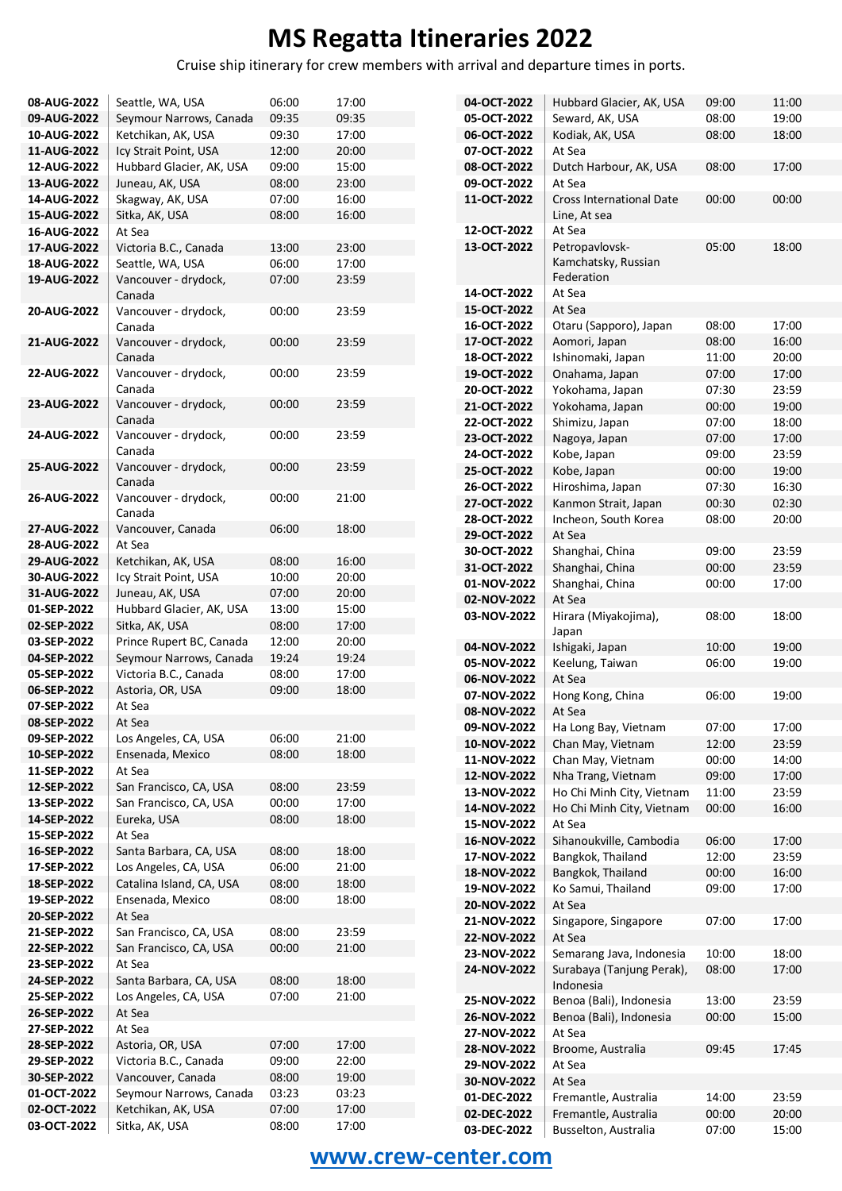# MS Regatta Itineraries 2022

Cruise ship itinerary for crew members with arrival and departure times in ports.

| Date | Port | Arrival | Departure |
|---|---|---|---|
| 08-AUG-2022 | Seattle, WA, USA | 06:00 | 17:00 |
| 09-AUG-2022 | Seymour Narrows, Canada | 09:35 | 09:35 |
| 10-AUG-2022 | Ketchikan, AK, USA | 09:30 | 17:00 |
| 11-AUG-2022 | Icy Strait Point, USA | 12:00 | 20:00 |
| 12-AUG-2022 | Hubbard Glacier, AK, USA | 09:00 | 15:00 |
| 13-AUG-2022 | Juneau, AK, USA | 08:00 | 23:00 |
| 14-AUG-2022 | Skagway, AK, USA | 07:00 | 16:00 |
| 15-AUG-2022 | Sitka, AK, USA | 08:00 | 16:00 |
| 16-AUG-2022 | At Sea | | |
| 17-AUG-2022 | Victoria B.C., Canada | 13:00 | 23:00 |
| 18-AUG-2022 | Seattle, WA, USA | 06:00 | 17:00 |
| 19-AUG-2022 | Vancouver - drydock, Canada | 07:00 | 23:59 |
| 20-AUG-2022 | Vancouver - drydock, Canada | 00:00 | 23:59 |
| 21-AUG-2022 | Vancouver - drydock, Canada | 00:00 | 23:59 |
| 22-AUG-2022 | Vancouver - drydock, Canada | 00:00 | 23:59 |
| 23-AUG-2022 | Vancouver - drydock, Canada | 00:00 | 23:59 |
| 24-AUG-2022 | Vancouver - drydock, Canada | 00:00 | 23:59 |
| 25-AUG-2022 | Vancouver - drydock, Canada | 00:00 | 23:59 |
| 26-AUG-2022 | Vancouver - drydock, Canada | 00:00 | 21:00 |
| 27-AUG-2022 | Vancouver, Canada | 06:00 | 18:00 |
| 28-AUG-2022 | At Sea | | |
| 29-AUG-2022 | Ketchikan, AK, USA | 08:00 | 16:00 |
| 30-AUG-2022 | Icy Strait Point, USA | 10:00 | 20:00 |
| 31-AUG-2022 | Juneau, AK, USA | 07:00 | 20:00 |
| 01-SEP-2022 | Hubbard Glacier, AK, USA | 13:00 | 15:00 |
| 02-SEP-2022 | Sitka, AK, USA | 08:00 | 17:00 |
| 03-SEP-2022 | Prince Rupert BC, Canada | 12:00 | 20:00 |
| 04-SEP-2022 | Seymour Narrows, Canada | 19:24 | 19:24 |
| 05-SEP-2022 | Victoria B.C., Canada | 08:00 | 17:00 |
| 06-SEP-2022 | Astoria, OR, USA | 09:00 | 18:00 |
| 07-SEP-2022 | At Sea | | |
| 08-SEP-2022 | At Sea | | |
| 09-SEP-2022 | Los Angeles, CA, USA | 06:00 | 21:00 |
| 10-SEP-2022 | Ensenada, Mexico | 08:00 | 18:00 |
| 11-SEP-2022 | At Sea | | |
| 12-SEP-2022 | San Francisco, CA, USA | 08:00 | 23:59 |
| 13-SEP-2022 | San Francisco, CA, USA | 00:00 | 17:00 |
| 14-SEP-2022 | Eureka, USA | 08:00 | 18:00 |
| 15-SEP-2022 | At Sea | | |
| 16-SEP-2022 | Santa Barbara, CA, USA | 08:00 | 18:00 |
| 17-SEP-2022 | Los Angeles, CA, USA | 06:00 | 21:00 |
| 18-SEP-2022 | Catalina Island, CA, USA | 08:00 | 18:00 |
| 19-SEP-2022 | Ensenada, Mexico | 08:00 | 18:00 |
| 20-SEP-2022 | At Sea | | |
| 21-SEP-2022 | San Francisco, CA, USA | 08:00 | 23:59 |
| 22-SEP-2022 | San Francisco, CA, USA | 00:00 | 21:00 |
| 23-SEP-2022 | At Sea | | |
| 24-SEP-2022 | Santa Barbara, CA, USA | 08:00 | 18:00 |
| 25-SEP-2022 | Los Angeles, CA, USA | 07:00 | 21:00 |
| 26-SEP-2022 | At Sea | | |
| 27-SEP-2022 | At Sea | | |
| 28-SEP-2022 | Astoria, OR, USA | 07:00 | 17:00 |
| 29-SEP-2022 | Victoria B.C., Canada | 09:00 | 22:00 |
| 30-SEP-2022 | Vancouver, Canada | 08:00 | 19:00 |
| 01-OCT-2022 | Seymour Narrows, Canada | 03:23 | 03:23 |
| 02-OCT-2022 | Ketchikan, AK, USA | 07:00 | 17:00 |
| 03-OCT-2022 | Sitka, AK, USA | 08:00 | 17:00 |
| 04-OCT-2022 | Hubbard Glacier, AK, USA | 09:00 | 11:00 |
| 05-OCT-2022 | Seward, AK, USA | 08:00 | 19:00 |
| 06-OCT-2022 | Kodiak, AK, USA | 08:00 | 18:00 |
| 07-OCT-2022 | At Sea | | |
| 08-OCT-2022 | Dutch Harbour, AK, USA | 08:00 | 17:00 |
| 09-OCT-2022 | At Sea | | |
| 11-OCT-2022 | Cross International Date Line, At sea | 00:00 | 00:00 |
| 12-OCT-2022 | At Sea | | |
| 13-OCT-2022 | Petropavlovsk-Kamchatsky, Russian Federation | 05:00 | 18:00 |
| 14-OCT-2022 | At Sea | | |
| 15-OCT-2022 | At Sea | | |
| 16-OCT-2022 | Otaru (Sapporo), Japan | 08:00 | 17:00 |
| 17-OCT-2022 | Aomori, Japan | 08:00 | 16:00 |
| 18-OCT-2022 | Ishinomaki, Japan | 11:00 | 20:00 |
| 19-OCT-2022 | Onahama, Japan | 07:00 | 17:00 |
| 20-OCT-2022 | Yokohama, Japan | 07:30 | 23:59 |
| 21-OCT-2022 | Yokohama, Japan | 00:00 | 19:00 |
| 22-OCT-2022 | Shimizu, Japan | 07:00 | 18:00 |
| 23-OCT-2022 | Nagoya, Japan | 07:00 | 17:00 |
| 24-OCT-2022 | Kobe, Japan | 09:00 | 23:59 |
| 25-OCT-2022 | Kobe, Japan | 00:00 | 19:00 |
| 26-OCT-2022 | Hiroshima, Japan | 07:30 | 16:30 |
| 27-OCT-2022 | Kanmon Strait, Japan | 00:30 | 02:30 |
| 28-OCT-2022 | Incheon, South Korea | 08:00 | 20:00 |
| 29-OCT-2022 | At Sea | | |
| 30-OCT-2022 | Shanghai, China | 09:00 | 23:59 |
| 31-OCT-2022 | Shanghai, China | 00:00 | 23:59 |
| 01-NOV-2022 | Shanghai, China | 00:00 | 17:00 |
| 02-NOV-2022 | At Sea | | |
| 03-NOV-2022 | Hirara (Miyakojima), Japan | 08:00 | 18:00 |
| 04-NOV-2022 | Ishigaki, Japan | 10:00 | 19:00 |
| 05-NOV-2022 | Keelung, Taiwan | 06:00 | 19:00 |
| 06-NOV-2022 | At Sea | | |
| 07-NOV-2022 | Hong Kong, China | 06:00 | 19:00 |
| 08-NOV-2022 | At Sea | | |
| 09-NOV-2022 | Ha Long Bay, Vietnam | 07:00 | 17:00 |
| 10-NOV-2022 | Chan May, Vietnam | 12:00 | 23:59 |
| 11-NOV-2022 | Chan May, Vietnam | 00:00 | 14:00 |
| 12-NOV-2022 | Nha Trang, Vietnam | 09:00 | 17:00 |
| 13-NOV-2022 | Ho Chi Minh City, Vietnam | 11:00 | 23:59 |
| 14-NOV-2022 | Ho Chi Minh City, Vietnam | 00:00 | 16:00 |
| 15-NOV-2022 | At Sea | | |
| 16-NOV-2022 | Sihanoukville, Cambodia | 06:00 | 17:00 |
| 17-NOV-2022 | Bangkok, Thailand | 12:00 | 23:59 |
| 18-NOV-2022 | Bangkok, Thailand | 00:00 | 16:00 |
| 19-NOV-2022 | Ko Samui, Thailand | 09:00 | 17:00 |
| 20-NOV-2022 | At Sea | | |
| 21-NOV-2022 | Singapore, Singapore | 07:00 | 17:00 |
| 22-NOV-2022 | At Sea | | |
| 23-NOV-2022 | Semarang Java, Indonesia | 10:00 | 18:00 |
| 24-NOV-2022 | Surabaya (Tanjung Perak), Indonesia | 08:00 | 17:00 |
| 25-NOV-2022 | Benoa (Bali), Indonesia | 13:00 | 23:59 |
| 26-NOV-2022 | Benoa (Bali), Indonesia | 00:00 | 15:00 |
| 27-NOV-2022 | At Sea | | |
| 28-NOV-2022 | Broome, Australia | 09:45 | 17:45 |
| 29-NOV-2022 | At Sea | | |
| 30-NOV-2022 | At Sea | | |
| 01-DEC-2022 | Fremantle, Australia | 14:00 | 23:59 |
| 02-DEC-2022 | Fremantle, Australia | 00:00 | 20:00 |
| 03-DEC-2022 | Busselton, Australia | 07:00 | 15:00 |

www.crew-center.com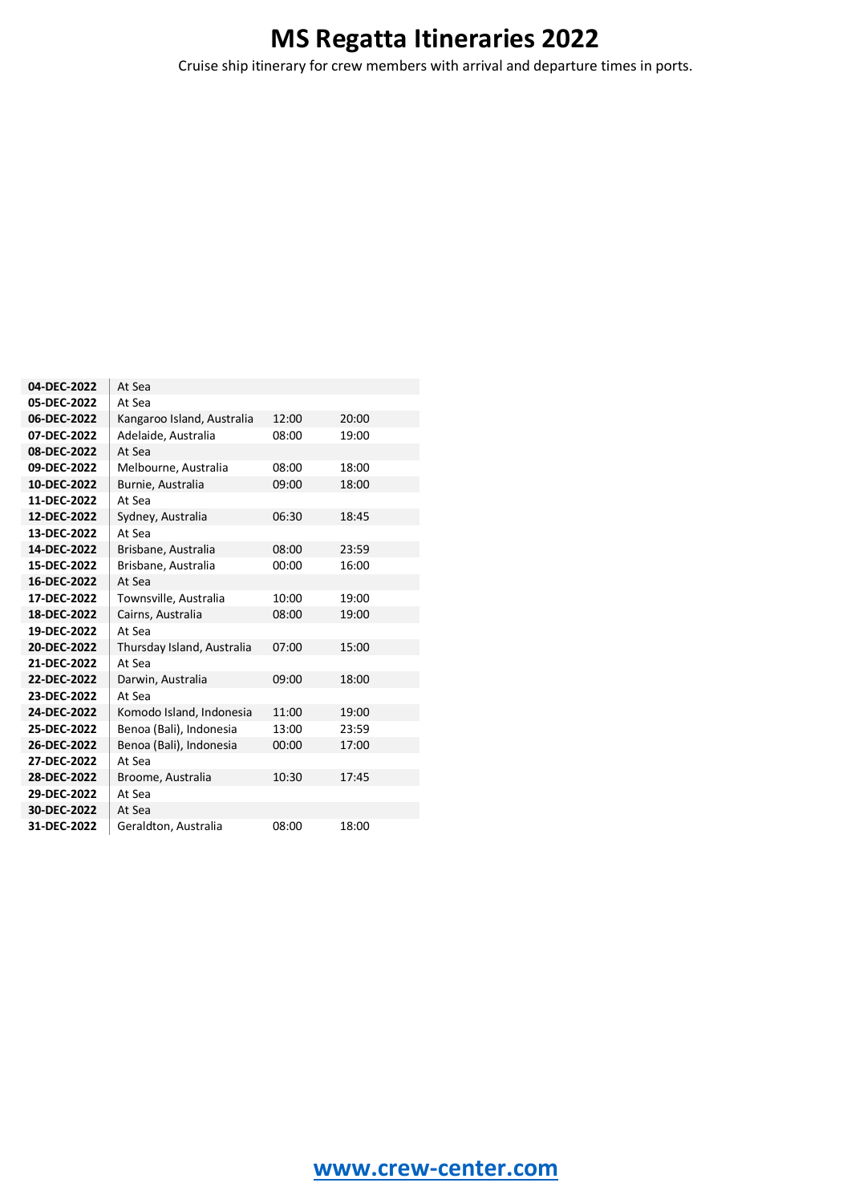# MS Regatta Itineraries 2022

Cruise ship itinerary for crew members with arrival and departure times in ports.

| | | | |
|---|---|---|---|
| **04-DEC-2022** | At Sea | | |
| **05-DEC-2022** | At Sea | | |
| **06-DEC-2022** | Kangaroo Island, Australia | 12:00 | 20:00 |
| **07-DEC-2022** | Adelaide, Australia | 08:00 | 19:00 |
| **08-DEC-2022** | At Sea | | |
| **09-DEC-2022** | Melbourne, Australia | 08:00 | 18:00 |
| **10-DEC-2022** | Burnie, Australia | 09:00 | 18:00 |
| **11-DEC-2022** | At Sea | | |
| **12-DEC-2022** | Sydney, Australia | 06:30 | 18:45 |
| **13-DEC-2022** | At Sea | | |
| **14-DEC-2022** | Brisbane, Australia | 08:00 | 23:59 |
| **15-DEC-2022** | Brisbane, Australia | 00:00 | 16:00 |
| **16-DEC-2022** | At Sea | | |
| **17-DEC-2022** | Townsville, Australia | 10:00 | 19:00 |
| **18-DEC-2022** | Cairns, Australia | 08:00 | 19:00 |
| **19-DEC-2022** | At Sea | | |
| **20-DEC-2022** | Thursday Island, Australia | 07:00 | 15:00 |
| **21-DEC-2022** | At Sea | | |
| **22-DEC-2022** | Darwin, Australia | 09:00 | 18:00 |
| **23-DEC-2022** | At Sea | | |
| **24-DEC-2022** | Komodo Island, Indonesia | 11:00 | 19:00 |
| **25-DEC-2022** | Benoa (Bali), Indonesia | 13:00 | 23:59 |
| **26-DEC-2022** | Benoa (Bali), Indonesia | 00:00 | 17:00 |
| **27-DEC-2022** | At Sea | | |
| **28-DEC-2022** | Broome, Australia | 10:30 | 17:45 |
| **29-DEC-2022** | At Sea | | |
| **30-DEC-2022** | At Sea | | |
| **31-DEC-2022** | Geraldton, Australia | 08:00 | 18:00 |

**www.crew-center.com**